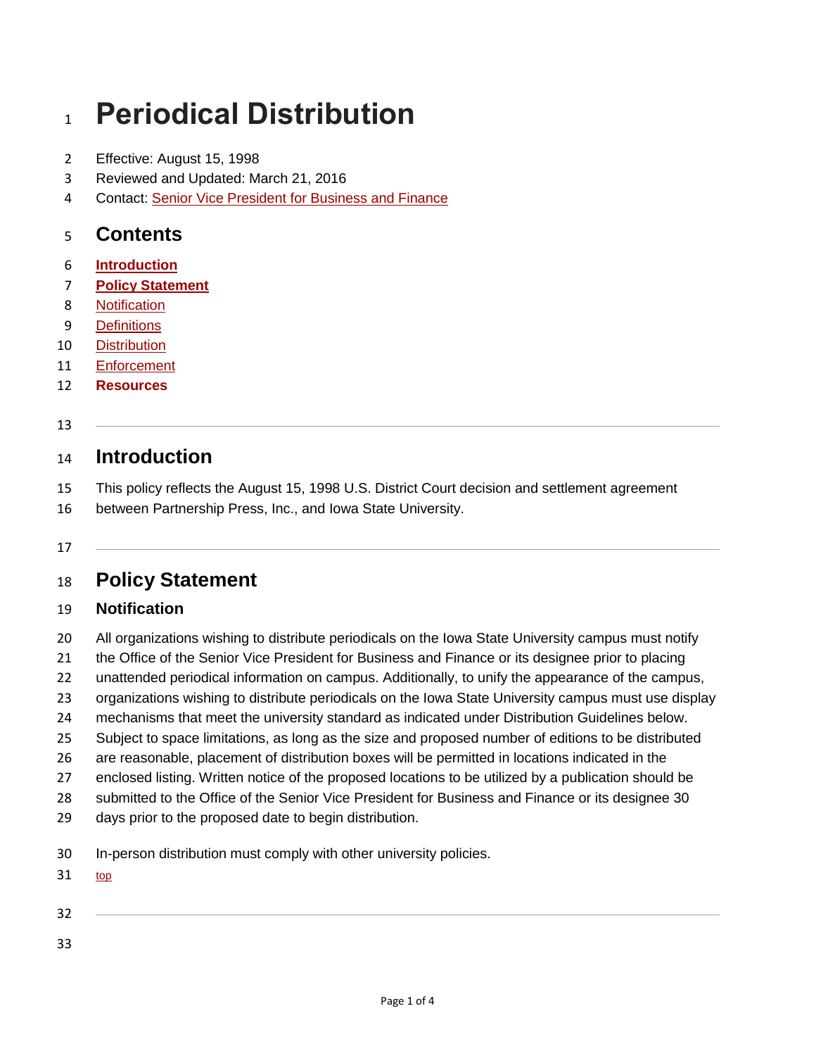# Periodical Distribution

Effective: August 15, 1998
Reviewed and Updated: March 21, 2016
Contact: Senior Vice President for Business and Finance

## Contents

- **Introduction**
- **Policy Statement**
  - Notification
  - Definitions
  - Distribution
  - Enforcement
- **Resources**

---

## Introduction

This policy reflects the August 15, 1998 U.S. District Court decision and settlement agreement between Partnership Press, Inc., and Iowa State University.

---

## Policy Statement

### Notification

All organizations wishing to distribute periodicals on the Iowa State University campus must notify the Office of the Senior Vice President for Business and Finance or its designee prior to placing unattended periodical information on campus. Additionally, to unify the appearance of the campus, organizations wishing to distribute periodicals on the Iowa State University campus must use display mechanisms that meet the university standard as indicated under Distribution Guidelines below. Subject to space limitations, as long as the size and proposed number of editions to be distributed are reasonable, placement of distribution boxes will be permitted in locations indicated in the enclosed listing. Written notice of the proposed locations to be utilized by a publication should be submitted to the Office of the Senior Vice President for Business and Finance or its designee 30 days prior to the proposed date to begin distribution.

In-person distribution must comply with other university policies.

top

---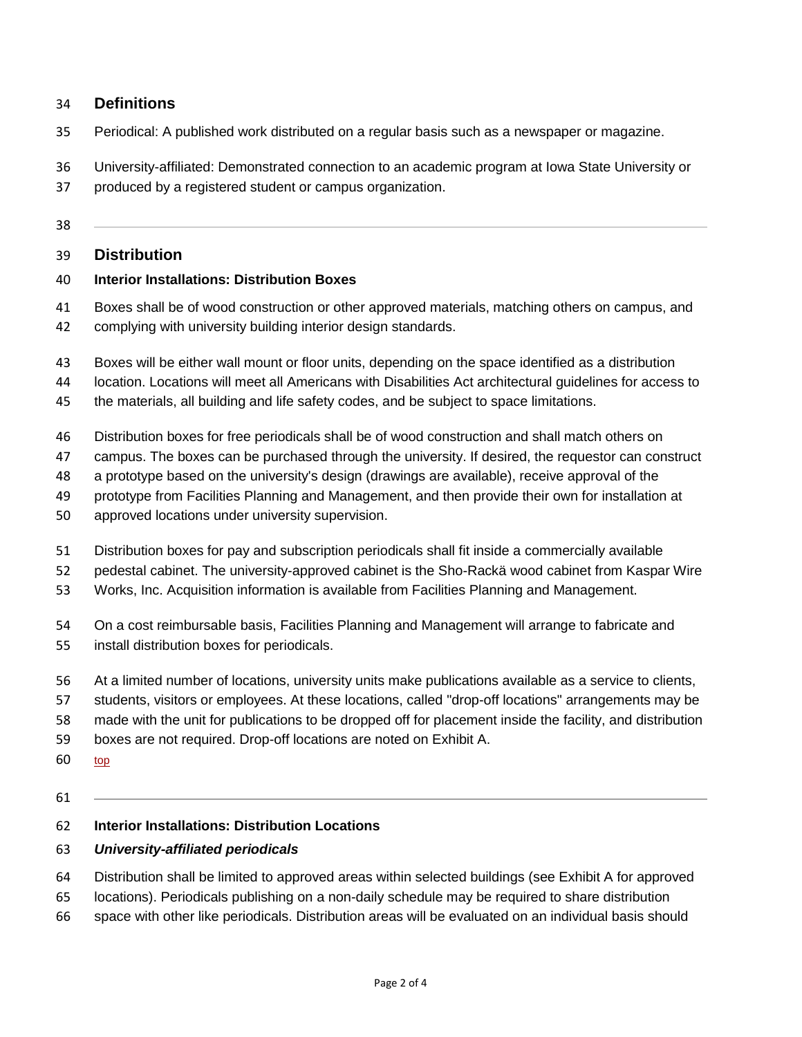## Definitions

Periodical: A published work distributed on a regular basis such as a newspaper or magazine.

University-affiliated: Demonstrated connection to an academic program at Iowa State University or produced by a registered student or campus organization.

---

## Distribution

**Interior Installations: Distribution Boxes**

Boxes shall be of wood construction or other approved materials, matching others on campus, and complying with university building interior design standards.

Boxes will be either wall mount or floor units, depending on the space identified as a distribution location. Locations will meet all Americans with Disabilities Act architectural guidelines for access to the materials, all building and life safety codes, and be subject to space limitations.

Distribution boxes for free periodicals shall be of wood construction and shall match others on campus. The boxes can be purchased through the university. If desired, the requestor can construct a prototype based on the university's design (drawings are available), receive approval of the prototype from Facilities Planning and Management, and then provide their own for installation at approved locations under university supervision.

Distribution boxes for pay and subscription periodicals shall fit inside a commercially available pedestal cabinet. The university-approved cabinet is the Sho-Rackä wood cabinet from Kaspar Wire Works, Inc. Acquisition information is available from Facilities Planning and Management.

On a cost reimbursable basis, Facilities Planning and Management will arrange to fabricate and install distribution boxes for periodicals.

At a limited number of locations, university units make publications available as a service to clients, students, visitors or employees. At these locations, called "drop-off locations" arrangements may be made with the unit for publications to be dropped off for placement inside the facility, and distribution boxes are not required. Drop-off locations are noted on Exhibit A.

top

---

**Interior Installations: Distribution Locations**

***University-affiliated periodicals***

Distribution shall be limited to approved areas within selected buildings (see Exhibit A for approved locations). Periodicals publishing on a non-daily schedule may be required to share distribution space with other like periodicals. Distribution areas will be evaluated on an individual basis should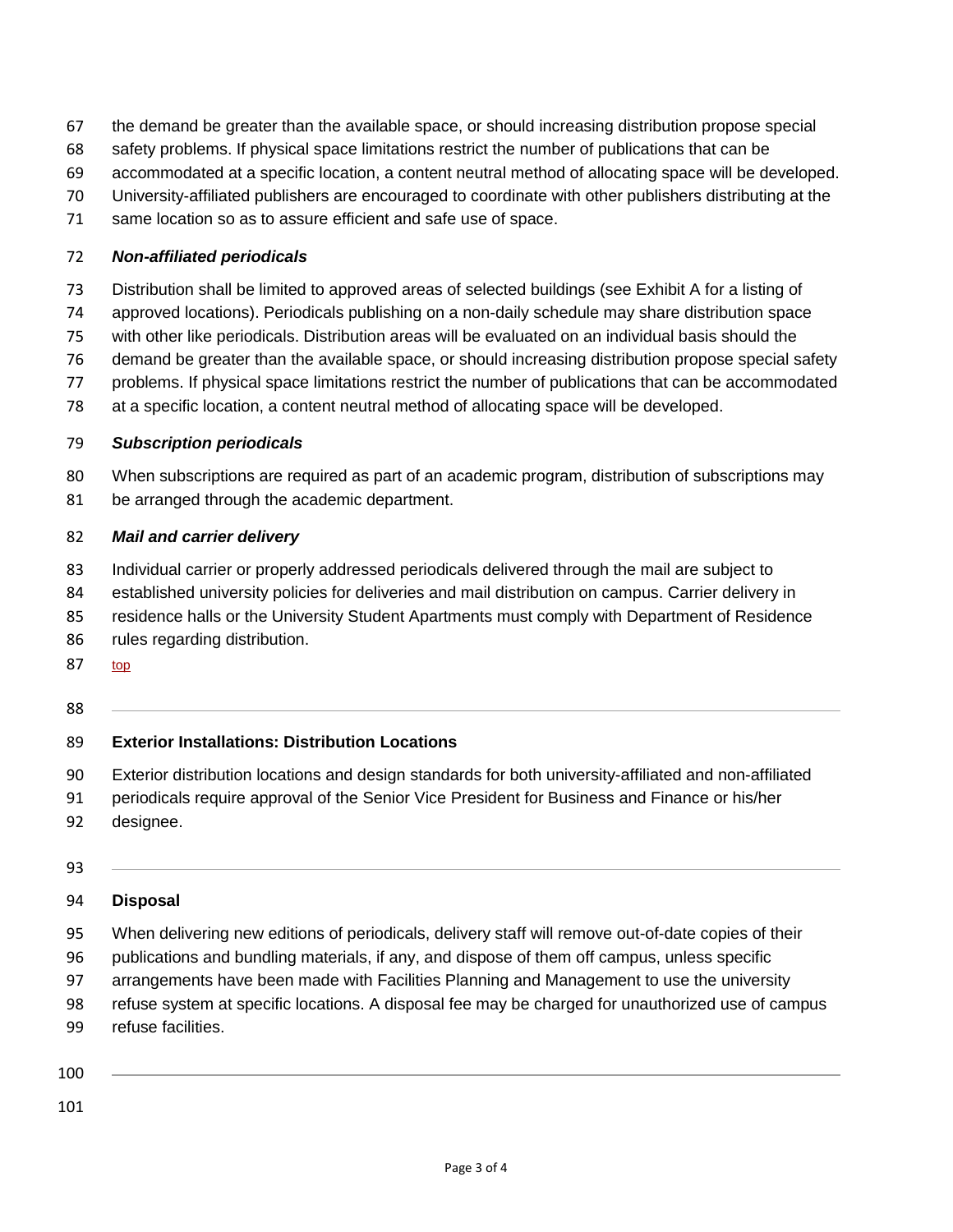the demand be greater than the available space, or should increasing distribution propose special safety problems. If physical space limitations restrict the number of publications that can be accommodated at a specific location, a content neutral method of allocating space will be developed. University-affiliated publishers are encouraged to coordinate with other publishers distributing at the same location so as to assure efficient and safe use of space.

***Non-affiliated periodicals***

Distribution shall be limited to approved areas of selected buildings (see Exhibit A for a listing of approved locations). Periodicals publishing on a non-daily schedule may share distribution space with other like periodicals. Distribution areas will be evaluated on an individual basis should the demand be greater than the available space, or should increasing distribution propose special safety problems. If physical space limitations restrict the number of publications that can be accommodated at a specific location, a content neutral method of allocating space will be developed.

***Subscription periodicals***

When subscriptions are required as part of an academic program, distribution of subscriptions may be arranged through the academic department.

***Mail and carrier delivery***

Individual carrier or properly addressed periodicals delivered through the mail are subject to established university policies for deliveries and mail distribution on campus. Carrier delivery in residence halls or the University Student Apartments must comply with Department of Residence rules regarding distribution.

top

---

**Exterior Installations: Distribution Locations**

Exterior distribution locations and design standards for both university-affiliated and non-affiliated periodicals require approval of the Senior Vice President for Business and Finance or his/her designee.

---

**Disposal**

When delivering new editions of periodicals, delivery staff will remove out-of-date copies of their publications and bundling materials, if any, and dispose of them off campus, unless specific arrangements have been made with Facilities Planning and Management to use the university refuse system at specific locations. A disposal fee may be charged for unauthorized use of campus refuse facilities.

---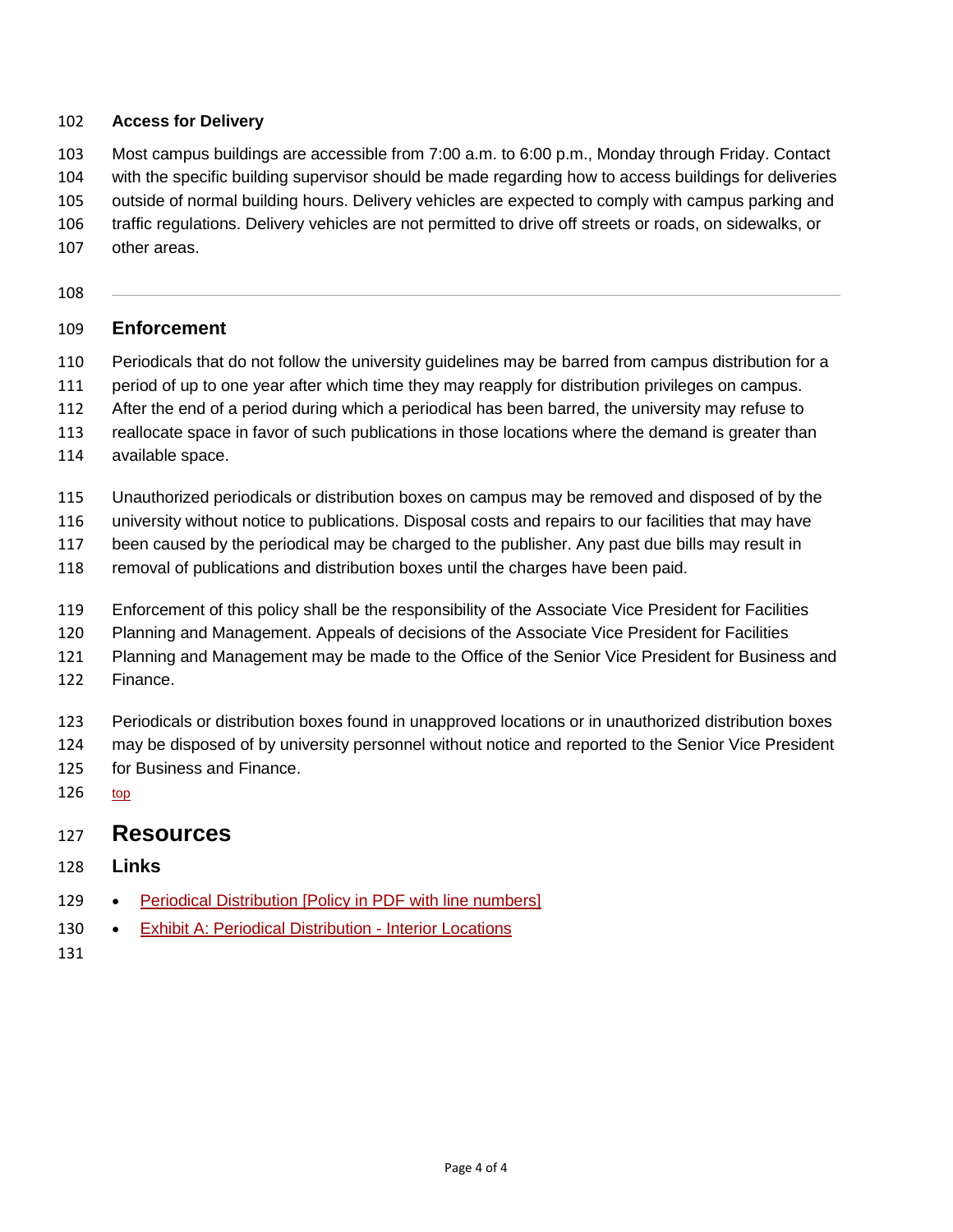### Access for Delivery

Most campus buildings are accessible from 7:00 a.m. to 6:00 p.m., Monday through Friday. Contact with the specific building supervisor should be made regarding how to access buildings for deliveries outside of normal building hours. Delivery vehicles are expected to comply with campus parking and traffic regulations. Delivery vehicles are not permitted to drive off streets or roads, on sidewalks, or other areas.

---

## Enforcement

Periodicals that do not follow the university guidelines may be barred from campus distribution for a period of up to one year after which time they may reapply for distribution privileges on campus. After the end of a period during which a periodical has been barred, the university may refuse to reallocate space in favor of such publications in those locations where the demand is greater than available space.

Unauthorized periodicals or distribution boxes on campus may be removed and disposed of by the university without notice to publications. Disposal costs and repairs to our facilities that may have been caused by the periodical may be charged to the publisher. Any past due bills may result in removal of publications and distribution boxes until the charges have been paid.

Enforcement of this policy shall be the responsibility of the Associate Vice President for Facilities Planning and Management. Appeals of decisions of the Associate Vice President for Facilities Planning and Management may be made to the Office of the Senior Vice President for Business and Finance.

Periodicals or distribution boxes found in unapproved locations or in unauthorized distribution boxes may be disposed of by university personnel without notice and reported to the Senior Vice President for Business and Finance.

top

# Resources

### Links

- Periodical Distribution [Policy in PDF with line numbers]
- Exhibit A: Periodical Distribution - Interior Locations